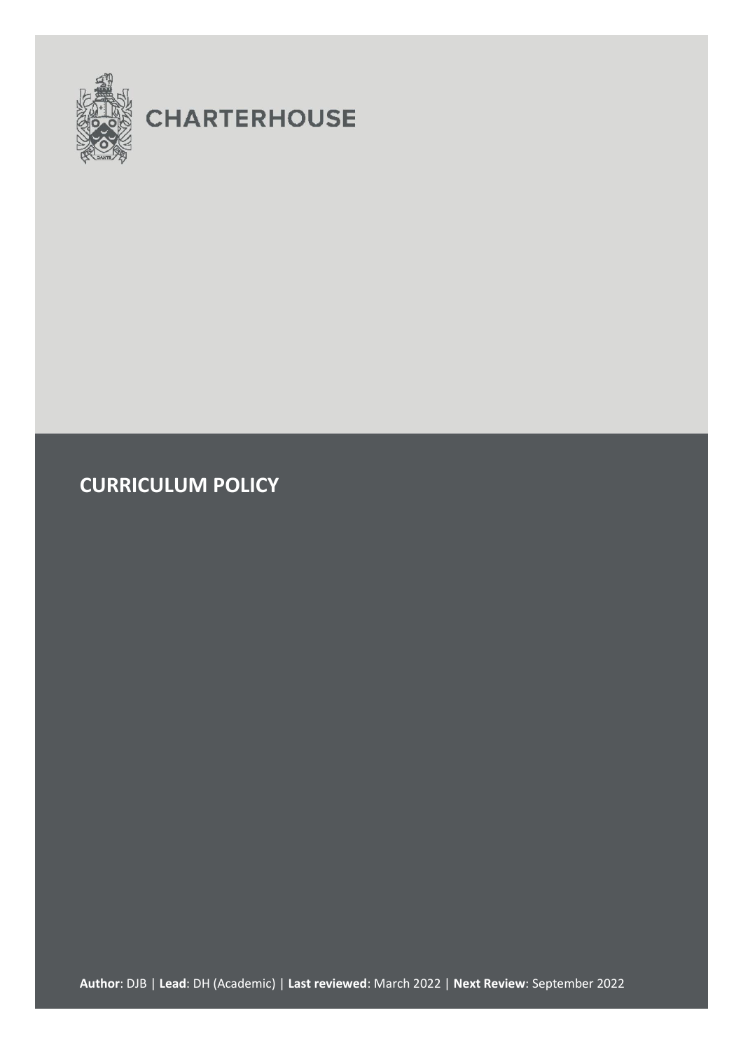CHARTERHOUSE

# CURRICULUM POLICY

**Author**: DJB | **Lead**: DH (Academic) | **Last reviewed**: March 2022 | **Next Review**: September 2022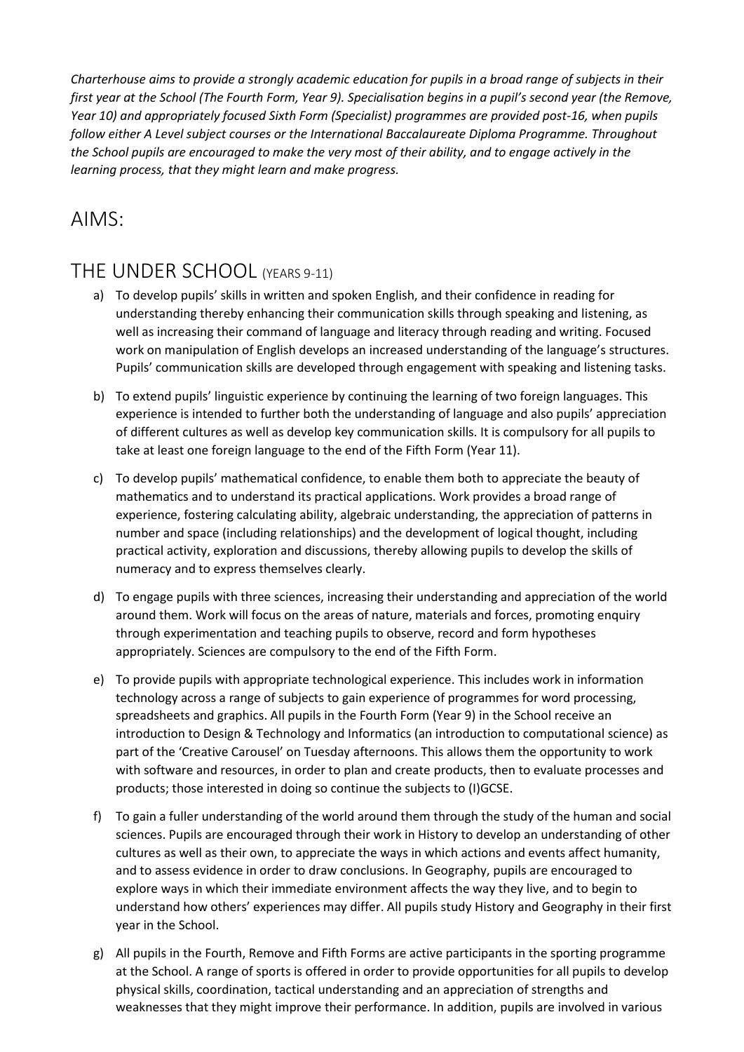*Charterhouse aims to provide a strongly academic education for pupils in a broad range of subjects in their first year at the School (The Fourth Form, Year 9). Specialisation begins in a pupil's second year (the Remove, Year 10) and appropriately focused Sixth Form (Specialist) programmes are provided post-16, when pupils follow either A Level subject courses or the International Baccalaureate Diploma Programme. Throughout the School pupils are encouraged to make the very most of their ability, and to engage actively in the learning process, that they might learn and make progress.*

# AIMS:

## THE UNDER SCHOOL (YEARS 9-11)

a) To develop pupils' skills in written and spoken English, and their confidence in reading for understanding thereby enhancing their communication skills through speaking and listening, as well as increasing their command of language and literacy through reading and writing. Focused work on manipulation of English develops an increased understanding of the language's structures. Pupils' communication skills are developed through engagement with speaking and listening tasks.

b) To extend pupils' linguistic experience by continuing the learning of two foreign languages. This experience is intended to further both the understanding of language and also pupils' appreciation of different cultures as well as develop key communication skills. It is compulsory for all pupils to take at least one foreign language to the end of the Fifth Form (Year 11).

c) To develop pupils' mathematical confidence, to enable them both to appreciate the beauty of mathematics and to understand its practical applications. Work provides a broad range of experience, fostering calculating ability, algebraic understanding, the appreciation of patterns in number and space (including relationships) and the development of logical thought, including practical activity, exploration and discussions, thereby allowing pupils to develop the skills of numeracy and to express themselves clearly.

d) To engage pupils with three sciences, increasing their understanding and appreciation of the world around them. Work will focus on the areas of nature, materials and forces, promoting enquiry through experimentation and teaching pupils to observe, record and form hypotheses appropriately. Sciences are compulsory to the end of the Fifth Form.

e) To provide pupils with appropriate technological experience. This includes work in information technology across a range of subjects to gain experience of programmes for word processing, spreadsheets and graphics. All pupils in the Fourth Form (Year 9) in the School receive an introduction to Design & Technology and Informatics (an introduction to computational science) as part of the 'Creative Carousel' on Tuesday afternoons. This allows them the opportunity to work with software and resources, in order to plan and create products, then to evaluate processes and products; those interested in doing so continue the subjects to (I)GCSE.

f) To gain a fuller understanding of the world around them through the study of the human and social sciences. Pupils are encouraged through their work in History to develop an understanding of other cultures as well as their own, to appreciate the ways in which actions and events affect humanity, and to assess evidence in order to draw conclusions. In Geography, pupils are encouraged to explore ways in which their immediate environment affects the way they live, and to begin to understand how others' experiences may differ. All pupils study History and Geography in their first year in the School.

g) All pupils in the Fourth, Remove and Fifth Forms are active participants in the sporting programme at the School. A range of sports is offered in order to provide opportunities for all pupils to develop physical skills, coordination, tactical understanding and an appreciation of strengths and weaknesses that they might improve their performance. In addition, pupils are involved in various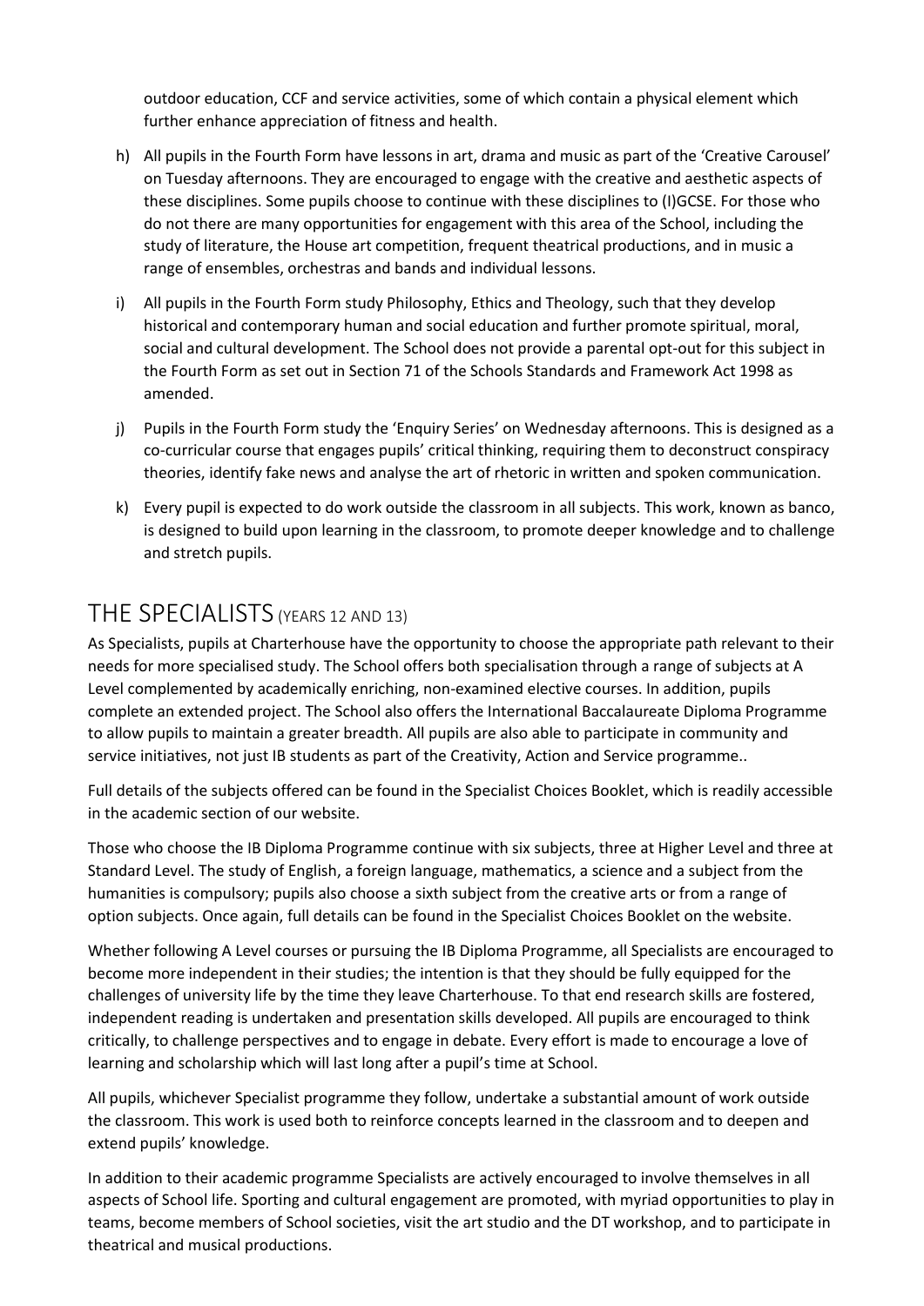outdoor education, CCF and service activities, some of which contain a physical element which further enhance appreciation of fitness and health.

h) All pupils in the Fourth Form have lessons in art, drama and music as part of the 'Creative Carousel' on Tuesday afternoons. They are encouraged to engage with the creative and aesthetic aspects of these disciplines. Some pupils choose to continue with these disciplines to (I)GCSE. For those who do not there are many opportunities for engagement with this area of the School, including the study of literature, the House art competition, frequent theatrical productions, and in music a range of ensembles, orchestras and bands and individual lessons.

i) All pupils in the Fourth Form study Philosophy, Ethics and Theology, such that they develop historical and contemporary human and social education and further promote spiritual, moral, social and cultural development. The School does not provide a parental opt-out for this subject in the Fourth Form as set out in Section 71 of the Schools Standards and Framework Act 1998 as amended.

j) Pupils in the Fourth Form study the 'Enquiry Series' on Wednesday afternoons. This is designed as a co-curricular course that engages pupils' critical thinking, requiring them to deconstruct conspiracy theories, identify fake news and analyse the art of rhetoric in written and spoken communication.

k) Every pupil is expected to do work outside the classroom in all subjects. This work, known as banco, is designed to build upon learning in the classroom, to promote deeper knowledge and to challenge and stretch pupils.

## THE SPECIALISTS (YEARS 12 AND 13)

As Specialists, pupils at Charterhouse have the opportunity to choose the appropriate path relevant to their needs for more specialised study. The School offers both specialisation through a range of subjects at A Level complemented by academically enriching, non-examined elective courses. In addition, pupils complete an extended project. The School also offers the International Baccalaureate Diploma Programme to allow pupils to maintain a greater breadth. All pupils are also able to participate in community and service initiatives, not just IB students as part of the Creativity, Action and Service programme..

Full details of the subjects offered can be found in the Specialist Choices Booklet, which is readily accessible in the academic section of our website.

Those who choose the IB Diploma Programme continue with six subjects, three at Higher Level and three at Standard Level. The study of English, a foreign language, mathematics, a science and a subject from the humanities is compulsory; pupils also choose a sixth subject from the creative arts or from a range of option subjects. Once again, full details can be found in the Specialist Choices Booklet on the website.

Whether following A Level courses or pursuing the IB Diploma Programme, all Specialists are encouraged to become more independent in their studies; the intention is that they should be fully equipped for the challenges of university life by the time they leave Charterhouse. To that end research skills are fostered, independent reading is undertaken and presentation skills developed. All pupils are encouraged to think critically, to challenge perspectives and to engage in debate. Every effort is made to encourage a love of learning and scholarship which will last long after a pupil's time at School.

All pupils, whichever Specialist programme they follow, undertake a substantial amount of work outside the classroom. This work is used both to reinforce concepts learned in the classroom and to deepen and extend pupils' knowledge.

In addition to their academic programme Specialists are actively encouraged to involve themselves in all aspects of School life. Sporting and cultural engagement are promoted, with myriad opportunities to play in teams, become members of School societies, visit the art studio and the DT workshop, and to participate in theatrical and musical productions.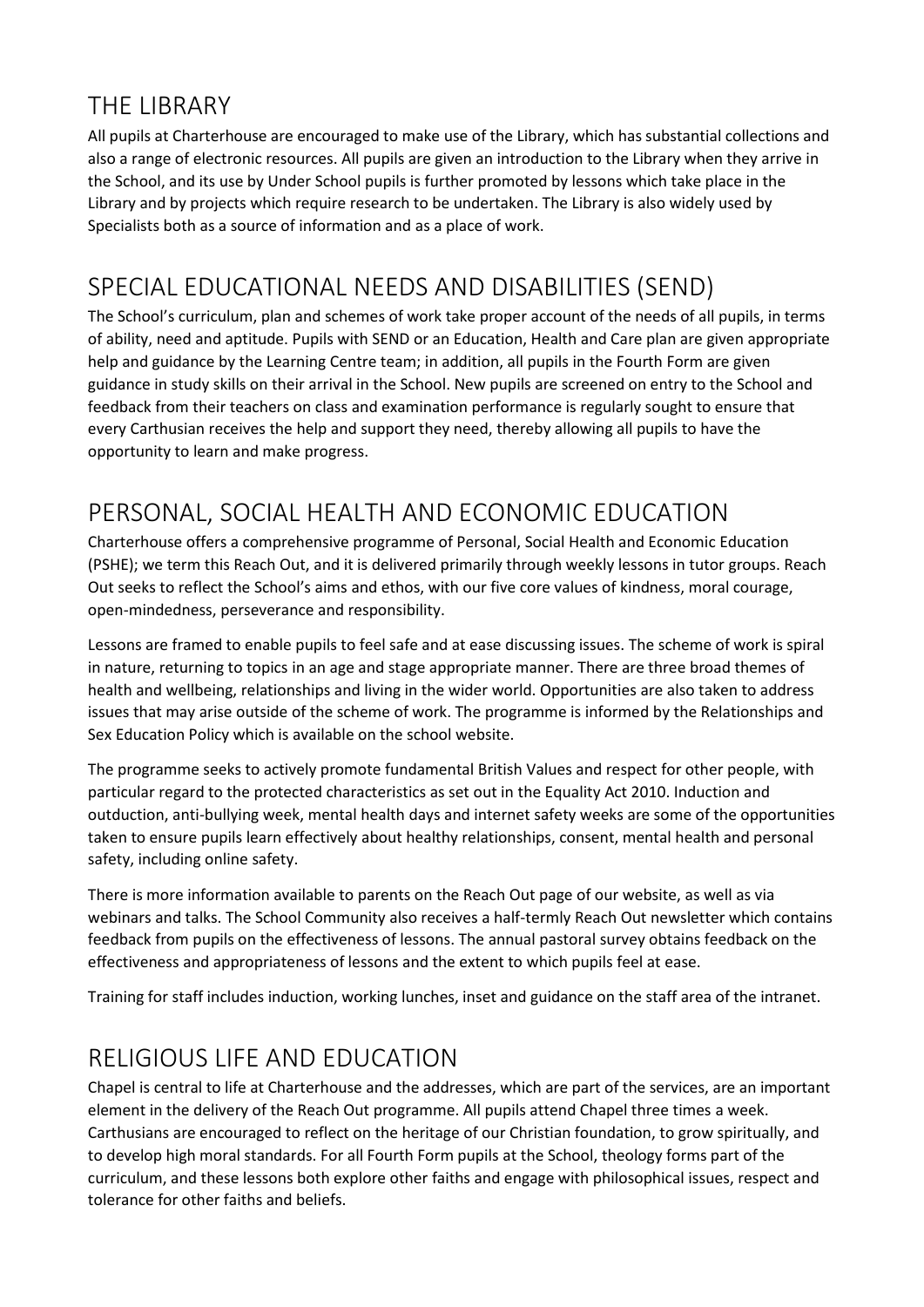## THE LIBRARY

All pupils at Charterhouse are encouraged to make use of the Library, which has substantial collections and also a range of electronic resources. All pupils are given an introduction to the Library when they arrive in the School, and its use by Under School pupils is further promoted by lessons which take place in the Library and by projects which require research to be undertaken. The Library is also widely used by Specialists both as a source of information and as a place of work.

## SPECIAL EDUCATIONAL NEEDS AND DISABILITIES (SEND)

The School's curriculum, plan and schemes of work take proper account of the needs of all pupils, in terms of ability, need and aptitude. Pupils with SEND or an Education, Health and Care plan are given appropriate help and guidance by the Learning Centre team; in addition, all pupils in the Fourth Form are given guidance in study skills on their arrival in the School. New pupils are screened on entry to the School and feedback from their teachers on class and examination performance is regularly sought to ensure that every Carthusian receives the help and support they need, thereby allowing all pupils to have the opportunity to learn and make progress.

## PERSONAL, SOCIAL HEALTH AND ECONOMIC EDUCATION

Charterhouse offers a comprehensive programme of Personal, Social Health and Economic Education (PSHE); we term this Reach Out, and it is delivered primarily through weekly lessons in tutor groups. Reach Out seeks to reflect the School's aims and ethos, with our five core values of kindness, moral courage, open-mindedness, perseverance and responsibility.

Lessons are framed to enable pupils to feel safe and at ease discussing issues. The scheme of work is spiral in nature, returning to topics in an age and stage appropriate manner. There are three broad themes of health and wellbeing, relationships and living in the wider world. Opportunities are also taken to address issues that may arise outside of the scheme of work. The programme is informed by the Relationships and Sex Education Policy which is available on the school website.

The programme seeks to actively promote fundamental British Values and respect for other people, with particular regard to the protected characteristics as set out in the Equality Act 2010. Induction and outduction, anti-bullying week, mental health days and internet safety weeks are some of the opportunities taken to ensure pupils learn effectively about healthy relationships, consent, mental health and personal safety, including online safety.

There is more information available to parents on the Reach Out page of our website, as well as via webinars and talks. The School Community also receives a half-termly Reach Out newsletter which contains feedback from pupils on the effectiveness of lessons. The annual pastoral survey obtains feedback on the effectiveness and appropriateness of lessons and the extent to which pupils feel at ease.

Training for staff includes induction, working lunches, inset and guidance on the staff area of the intranet.

## RELIGIOUS LIFE AND EDUCATION

Chapel is central to life at Charterhouse and the addresses, which are part of the services, are an important element in the delivery of the Reach Out programme. All pupils attend Chapel three times a week. Carthusians are encouraged to reflect on the heritage of our Christian foundation, to grow spiritually, and to develop high moral standards. For all Fourth Form pupils at the School, theology forms part of the curriculum, and these lessons both explore other faiths and engage with philosophical issues, respect and tolerance for other faiths and beliefs.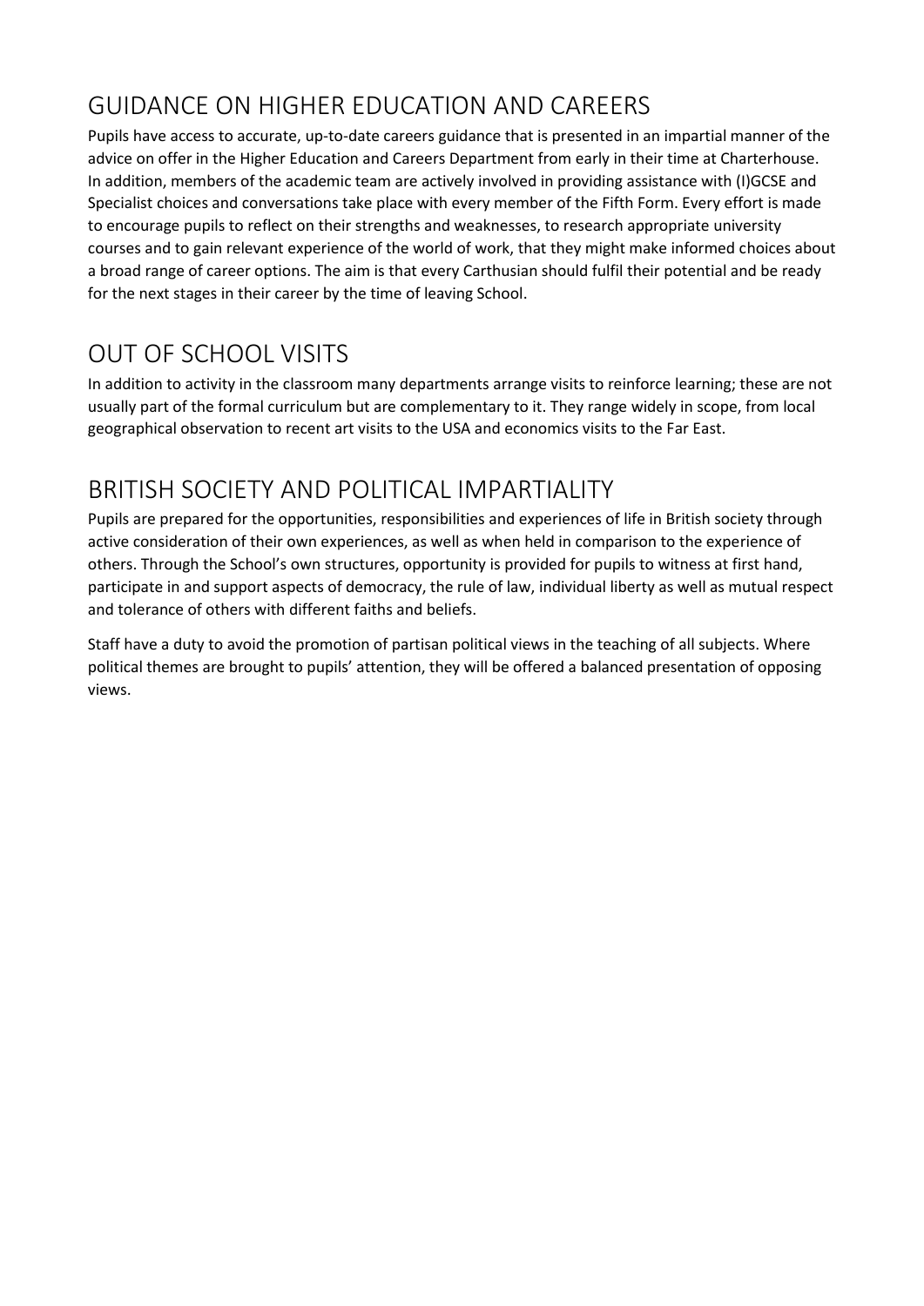## GUIDANCE ON HIGHER EDUCATION AND CAREERS

Pupils have access to accurate, up-to-date careers guidance that is presented in an impartial manner of the advice on offer in the Higher Education and Careers Department from early in their time at Charterhouse. In addition, members of the academic team are actively involved in providing assistance with (I)GCSE and Specialist choices and conversations take place with every member of the Fifth Form. Every effort is made to encourage pupils to reflect on their strengths and weaknesses, to research appropriate university courses and to gain relevant experience of the world of work, that they might make informed choices about a broad range of career options. The aim is that every Carthusian should fulfil their potential and be ready for the next stages in their career by the time of leaving School.

## OUT OF SCHOOL VISITS

In addition to activity in the classroom many departments arrange visits to reinforce learning; these are not usually part of the formal curriculum but are complementary to it. They range widely in scope, from local geographical observation to recent art visits to the USA and economics visits to the Far East.

## BRITISH SOCIETY AND POLITICAL IMPARTIALITY

Pupils are prepared for the opportunities, responsibilities and experiences of life in British society through active consideration of their own experiences, as well as when held in comparison to the experience of others. Through the School's own structures, opportunity is provided for pupils to witness at first hand, participate in and support aspects of democracy, the rule of law, individual liberty as well as mutual respect and tolerance of others with different faiths and beliefs.

Staff have a duty to avoid the promotion of partisan political views in the teaching of all subjects. Where political themes are brought to pupils' attention, they will be offered a balanced presentation of opposing views.